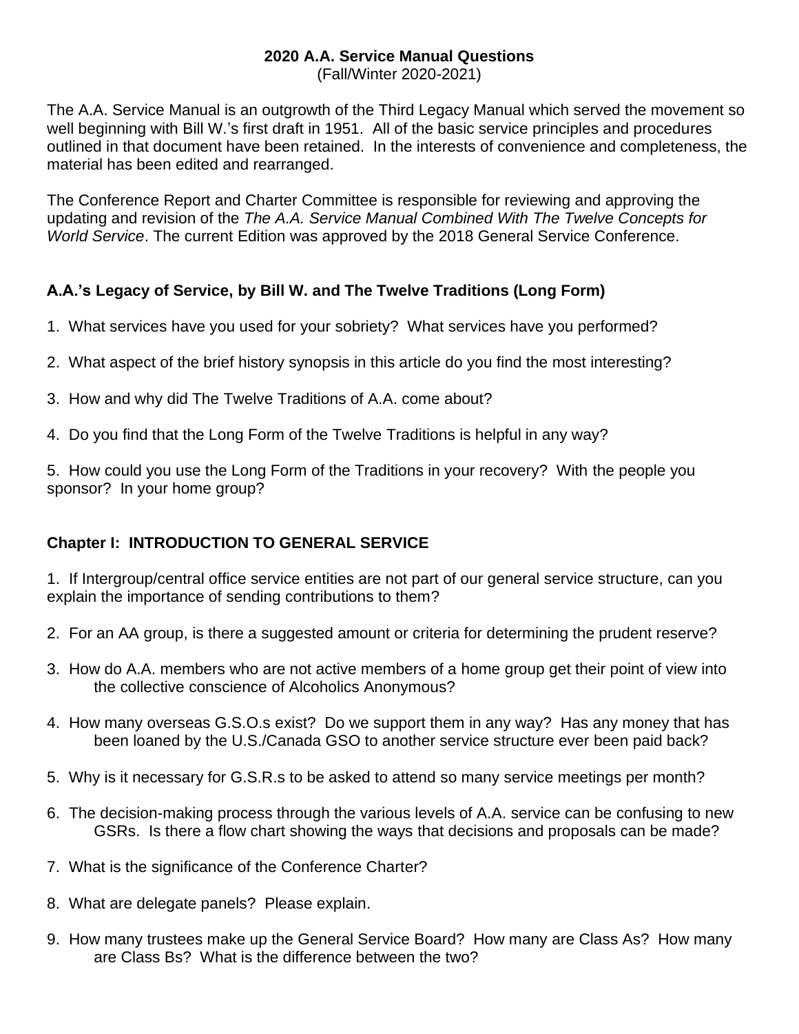# 2020 A.A. Service Manual Questions

(Fall/Winter 2020-2021)

The A.A. Service Manual is an outgrowth of the Third Legacy Manual which served the movement so well beginning with Bill W.'s first draft in 1951. All of the basic service principles and procedures outlined in that document have been retained. In the interests of convenience and completeness, the material has been edited and rearranged.

The Conference Report and Charter Committee is responsible for reviewing and approving the updating and revision of the *The A.A. Service Manual Combined With The Twelve Concepts for World Service*. The current Edition was approved by the 2018 General Service Conference.

## A.A.'s Legacy of Service, by Bill W. and The Twelve Traditions (Long Form)

1. What services have you used for your sobriety? What services have you performed?

2. What aspect of the brief history synopsis in this article do you find the most interesting?

3. How and why did The Twelve Traditions of A.A. come about?

4. Do you find that the Long Form of the Twelve Traditions is helpful in any way?

5. How could you use the Long Form of the Traditions in your recovery? With the people you sponsor? In your home group?

## Chapter I: INTRODUCTION TO GENERAL SERVICE

1. If Intergroup/central office service entities are not part of our general service structure, can you explain the importance of sending contributions to them?

2. For an AA group, is there a suggested amount or criteria for determining the prudent reserve?

3. How do A.A. members who are not active members of a home group get their point of view into the collective conscience of Alcoholics Anonymous?

4. How many overseas G.S.O.s exist? Do we support them in any way? Has any money that has been loaned by the U.S./Canada GSO to another service structure ever been paid back?

5. Why is it necessary for G.S.R.s to be asked to attend so many service meetings per month?

6. The decision-making process through the various levels of A.A. service can be confusing to new GSRs. Is there a flow chart showing the ways that decisions and proposals can be made?

7. What is the significance of the Conference Charter?

8. What are delegate panels? Please explain.

9. How many trustees make up the General Service Board? How many are Class As? How many are Class Bs? What is the difference between the two?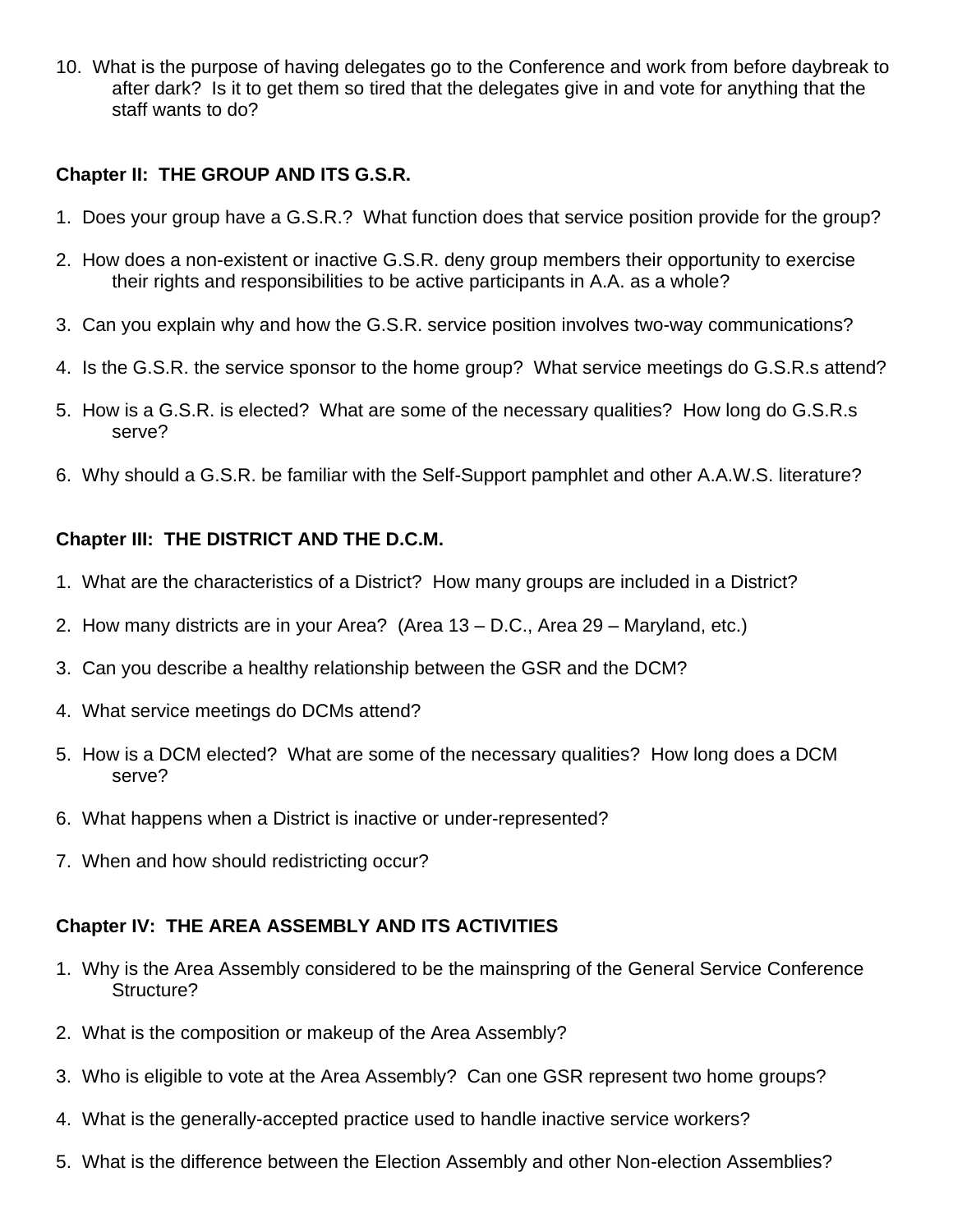10. What is the purpose of having delegates go to the Conference and work from before daybreak to after dark? Is it to get them so tired that the delegates give in and vote for anything that the staff wants to do?

**Chapter II: THE GROUP AND ITS G.S.R.**

1. Does your group have a G.S.R.? What function does that service position provide for the group?

2. How does a non-existent or inactive G.S.R. deny group members their opportunity to exercise their rights and responsibilities to be active participants in A.A. as a whole?

3. Can you explain why and how the G.S.R. service position involves two-way communications?

4. Is the G.S.R. the service sponsor to the home group? What service meetings do G.S.R.s attend?

5. How is a G.S.R. is elected? What are some of the necessary qualities? How long do G.S.R.s serve?

6. Why should a G.S.R. be familiar with the Self-Support pamphlet and other A.A.W.S. literature?

**Chapter III: THE DISTRICT AND THE D.C.M.**

1. What are the characteristics of a District? How many groups are included in a District?

2. How many districts are in your Area? (Area 13 – D.C., Area 29 – Maryland, etc.)

3. Can you describe a healthy relationship between the GSR and the DCM?

4. What service meetings do DCMs attend?

5. How is a DCM elected? What are some of the necessary qualities? How long does a DCM serve?

6. What happens when a District is inactive or under-represented?

7. When and how should redistricting occur?

**Chapter IV: THE AREA ASSEMBLY AND ITS ACTIVITIES**

1. Why is the Area Assembly considered to be the mainspring of the General Service Conference Structure?

2. What is the composition or makeup of the Area Assembly?

3. Who is eligible to vote at the Area Assembly? Can one GSR represent two home groups?

4. What is the generally-accepted practice used to handle inactive service workers?

5. What is the difference between the Election Assembly and other Non-election Assemblies?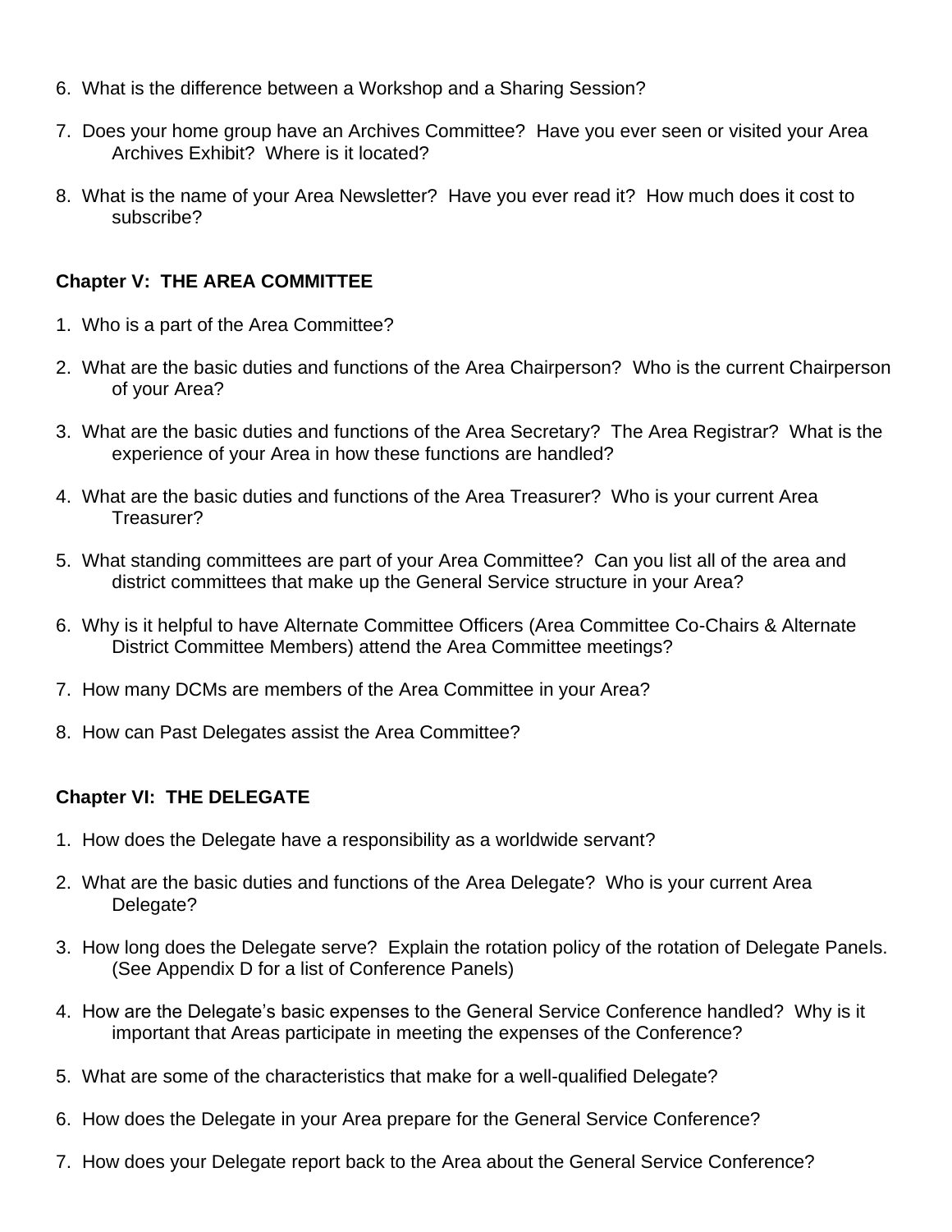6. What is the difference between a Workshop and a Sharing Session?

7. Does your home group have an Archives Committee? Have you ever seen or visited your Area Archives Exhibit? Where is it located?

8. What is the name of your Area Newsletter? Have you ever read it? How much does it cost to subscribe?

### Chapter V: THE AREA COMMITTEE

1. Who is a part of the Area Committee?

2. What are the basic duties and functions of the Area Chairperson? Who is the current Chairperson of your Area?

3. What are the basic duties and functions of the Area Secretary? The Area Registrar? What is the experience of your Area in how these functions are handled?

4. What are the basic duties and functions of the Area Treasurer? Who is your current Area Treasurer?

5. What standing committees are part of your Area Committee? Can you list all of the area and district committees that make up the General Service structure in your Area?

6. Why is it helpful to have Alternate Committee Officers (Area Committee Co-Chairs & Alternate District Committee Members) attend the Area Committee meetings?

7. How many DCMs are members of the Area Committee in your Area?

8. How can Past Delegates assist the Area Committee?

### Chapter VI: THE DELEGATE

1. How does the Delegate have a responsibility as a worldwide servant?

2. What are the basic duties and functions of the Area Delegate? Who is your current Area Delegate?

3. How long does the Delegate serve? Explain the rotation policy of the rotation of Delegate Panels. (See Appendix D for a list of Conference Panels)

4. How are the Delegate's basic expenses to the General Service Conference handled? Why is it important that Areas participate in meeting the expenses of the Conference?

5. What are some of the characteristics that make for a well-qualified Delegate?

6. How does the Delegate in your Area prepare for the General Service Conference?

7. How does your Delegate report back to the Area about the General Service Conference?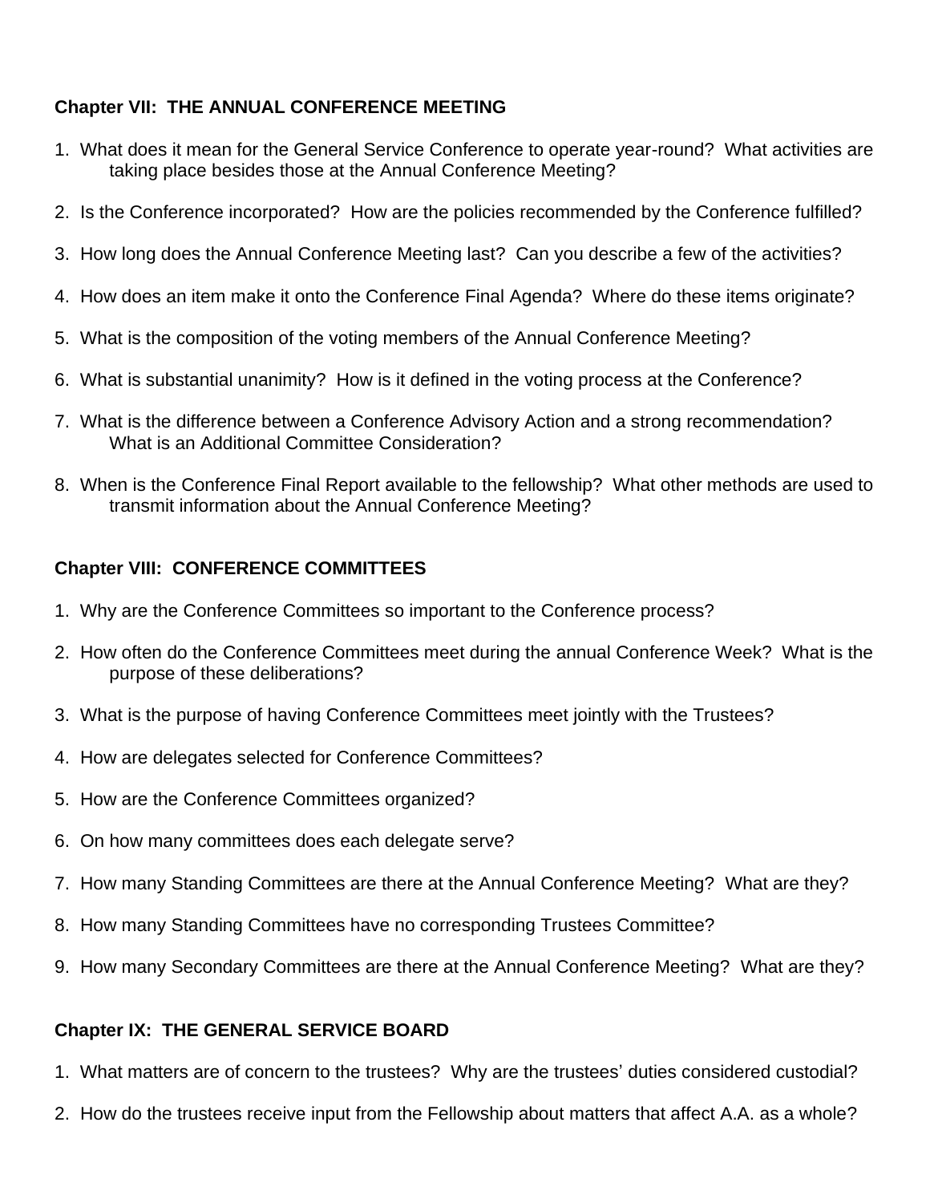**Chapter VII: THE ANNUAL CONFERENCE MEETING**

1. What does it mean for the General Service Conference to operate year-round? What activities are taking place besides those at the Annual Conference Meeting?
2. Is the Conference incorporated? How are the policies recommended by the Conference fulfilled?
3. How long does the Annual Conference Meeting last? Can you describe a few of the activities?
4. How does an item make it onto the Conference Final Agenda? Where do these items originate?
5. What is the composition of the voting members of the Annual Conference Meeting?
6. What is substantial unanimity? How is it defined in the voting process at the Conference?
7. What is the difference between a Conference Advisory Action and a strong recommendation? What is an Additional Committee Consideration?
8. When is the Conference Final Report available to the fellowship? What other methods are used to transmit information about the Annual Conference Meeting?

**Chapter VIII: CONFERENCE COMMITTEES**

1. Why are the Conference Committees so important to the Conference process?
2. How often do the Conference Committees meet during the annual Conference Week? What is the purpose of these deliberations?
3. What is the purpose of having Conference Committees meet jointly with the Trustees?
4. How are delegates selected for Conference Committees?
5. How are the Conference Committees organized?
6. On how many committees does each delegate serve?
7. How many Standing Committees are there at the Annual Conference Meeting? What are they?
8. How many Standing Committees have no corresponding Trustees Committee?
9. How many Secondary Committees are there at the Annual Conference Meeting? What are they?

**Chapter IX: THE GENERAL SERVICE BOARD**

1. What matters are of concern to the trustees? Why are the trustees' duties considered custodial?
2. How do the trustees receive input from the Fellowship about matters that affect A.A. as a whole?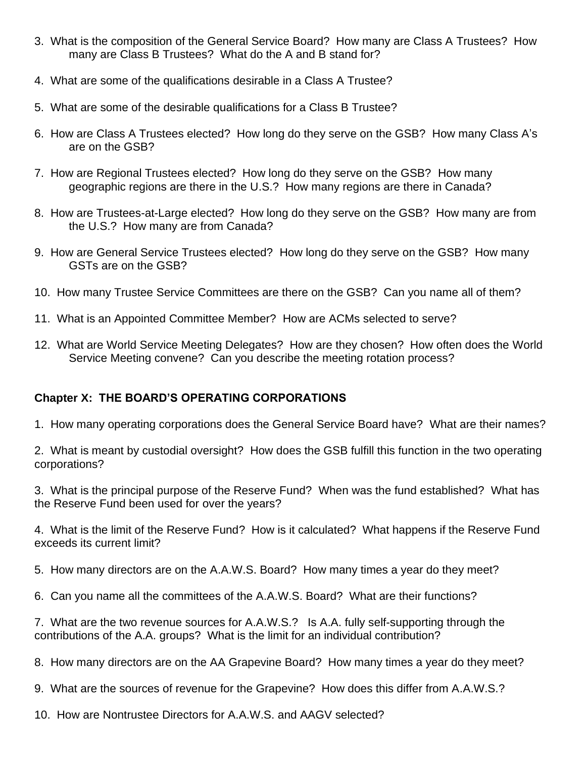3. What is the composition of the General Service Board? How many are Class A Trustees? How many are Class B Trustees? What do the A and B stand for?

4. What are some of the qualifications desirable in a Class A Trustee?

5. What are some of the desirable qualifications for a Class B Trustee?

6. How are Class A Trustees elected? How long do they serve on the GSB? How many Class A's are on the GSB?

7. How are Regional Trustees elected? How long do they serve on the GSB? How many geographic regions are there in the U.S.? How many regions are there in Canada?

8. How are Trustees-at-Large elected? How long do they serve on the GSB? How many are from the U.S.? How many are from Canada?

9. How are General Service Trustees elected? How long do they serve on the GSB? How many GSTs are on the GSB?

10. How many Trustee Service Committees are there on the GSB? Can you name all of them?

11. What is an Appointed Committee Member? How are ACMs selected to serve?

12. What are World Service Meeting Delegates? How are they chosen? How often does the World Service Meeting convene? Can you describe the meeting rotation process?

**Chapter X: THE BOARD'S OPERATING CORPORATIONS**

1. How many operating corporations does the General Service Board have? What are their names?

2. What is meant by custodial oversight? How does the GSB fulfill this function in the two operating corporations?

3. What is the principal purpose of the Reserve Fund? When was the fund established? What has the Reserve Fund been used for over the years?

4. What is the limit of the Reserve Fund? How is it calculated? What happens if the Reserve Fund exceeds its current limit?

5. How many directors are on the A.A.W.S. Board? How many times a year do they meet?

6. Can you name all the committees of the A.A.W.S. Board? What are their functions?

7. What are the two revenue sources for A.A.W.S.? Is A.A. fully self-supporting through the contributions of the A.A. groups? What is the limit for an individual contribution?

8. How many directors are on the AA Grapevine Board? How many times a year do they meet?

9. What are the sources of revenue for the Grapevine? How does this differ from A.A.W.S.?

10. How are Nontrustee Directors for A.A.W.S. and AAGV selected?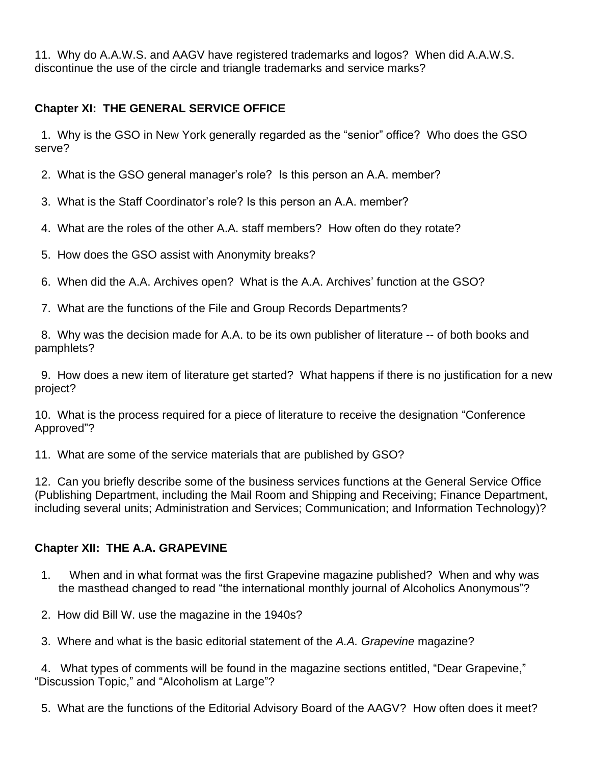11. Why do A.A.W.S. and AAGV have registered trademarks and logos? When did A.A.W.S. discontinue the use of the circle and triangle trademarks and service marks?

**Chapter XI: THE GENERAL SERVICE OFFICE**

1. Why is the GSO in New York generally regarded as the "senior" office? Who does the GSO serve?

2. What is the GSO general manager's role? Is this person an A.A. member?

3. What is the Staff Coordinator's role? Is this person an A.A. member?

4. What are the roles of the other A.A. staff members? How often do they rotate?

5. How does the GSO assist with Anonymity breaks?

6. When did the A.A. Archives open? What is the A.A. Archives' function at the GSO?

7. What are the functions of the File and Group Records Departments?

8. Why was the decision made for A.A. to be its own publisher of literature -- of both books and pamphlets?

9. How does a new item of literature get started? What happens if there is no justification for a new project?

10. What is the process required for a piece of literature to receive the designation "Conference Approved"?

11. What are some of the service materials that are published by GSO?

12. Can you briefly describe some of the business services functions at the General Service Office (Publishing Department, including the Mail Room and Shipping and Receiving; Finance Department, including several units; Administration and Services; Communication; and Information Technology)?

**Chapter XII: THE A.A. GRAPEVINE**

1. When and in what format was the first Grapevine magazine published? When and why was the masthead changed to read "the international monthly journal of Alcoholics Anonymous"?

2. How did Bill W. use the magazine in the 1940s?

3. Where and what is the basic editorial statement of the *A.A. Grapevine* magazine?

4. What types of comments will be found in the magazine sections entitled, "Dear Grapevine," "Discussion Topic," and "Alcoholism at Large"?

5. What are the functions of the Editorial Advisory Board of the AAGV? How often does it meet?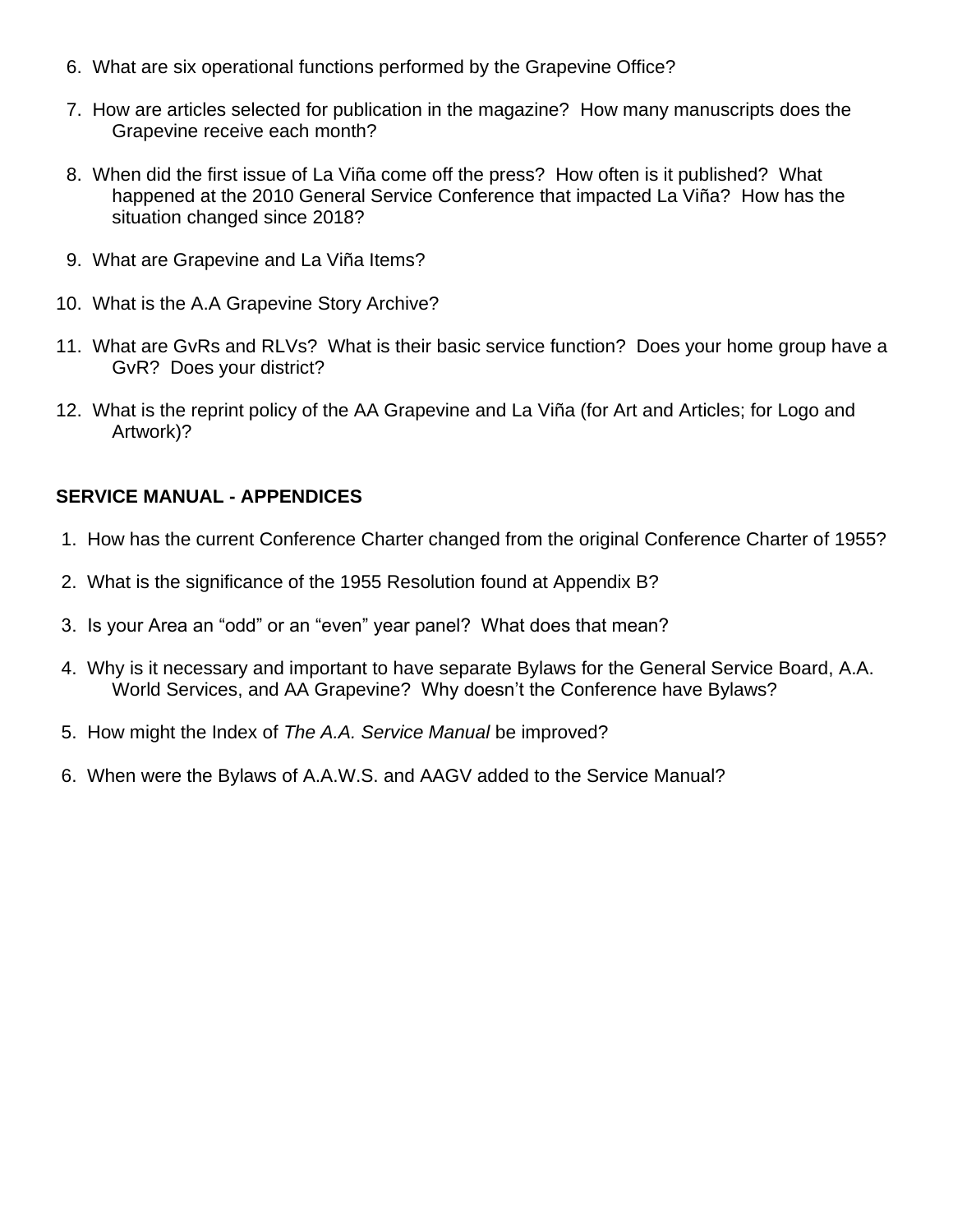6. What are six operational functions performed by the Grapevine Office?

7. How are articles selected for publication in the magazine? How many manuscripts does the Grapevine receive each month?

8. When did the first issue of La Viña come off the press? How often is it published? What happened at the 2010 General Service Conference that impacted La Viña? How has the situation changed since 2018?

9. What are Grapevine and La Viña Items?

10. What is the A.A Grapevine Story Archive?

11. What are GvRs and RLVs? What is their basic service function? Does your home group have a GvR? Does your district?

12. What is the reprint policy of the AA Grapevine and La Viña (for Art and Articles; for Logo and Artwork)?

**SERVICE MANUAL - APPENDICES**

1. How has the current Conference Charter changed from the original Conference Charter of 1955?

2. What is the significance of the 1955 Resolution found at Appendix B?

3. Is your Area an “odd” or an “even” year panel? What does that mean?

4. Why is it necessary and important to have separate Bylaws for the General Service Board, A.A. World Services, and AA Grapevine? Why doesn’t the Conference have Bylaws?

5. How might the Index of *The A.A. Service Manual* be improved?

6. When were the Bylaws of A.A.W.S. and AAGV added to the Service Manual?